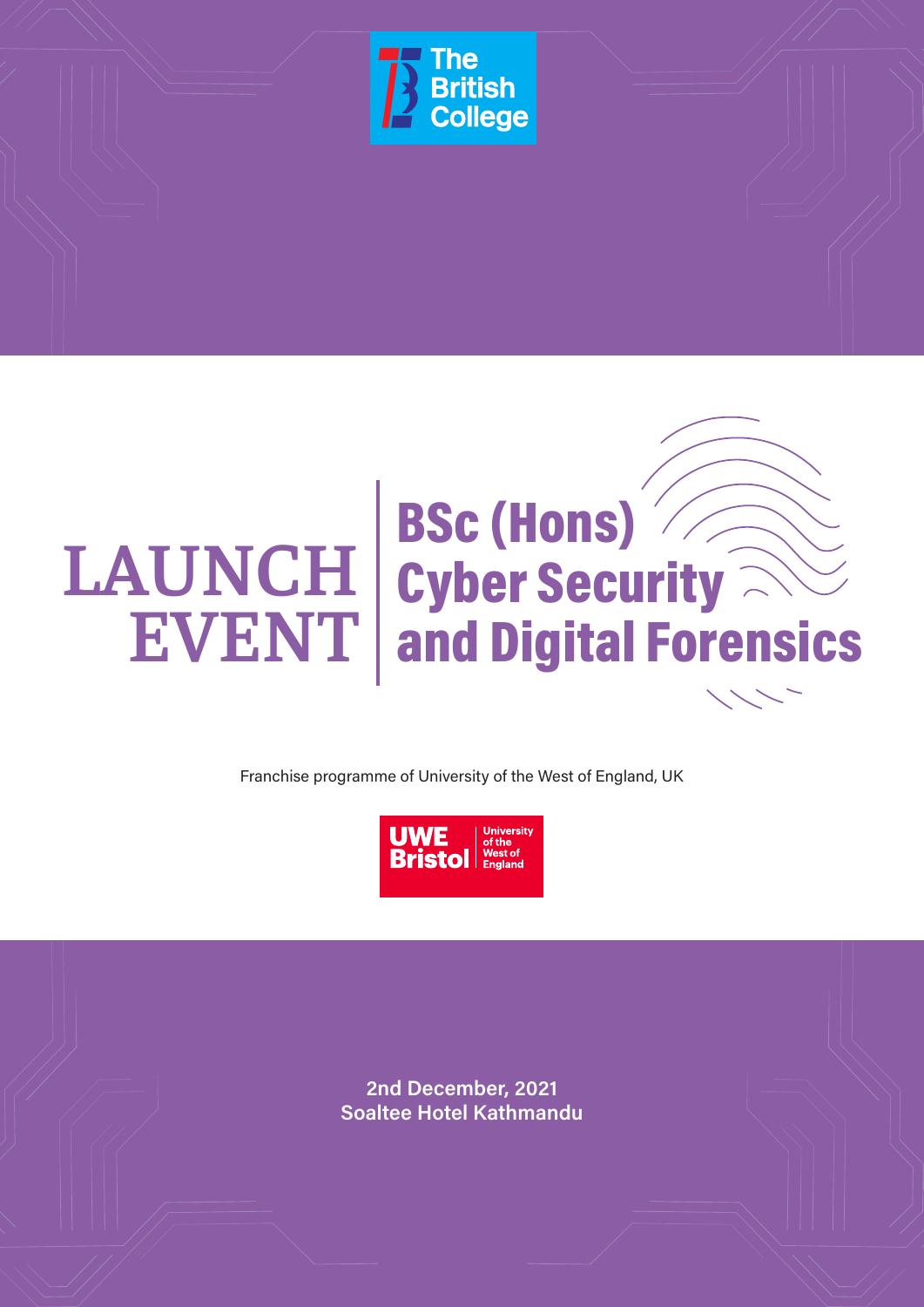The British College

# LAUNCH EVENT

# BSc (Hons) Cyber Security and Digital Forensics

Franchise programme of University of the West of England, UK

UWE Bristol | University of the West of England

**2nd December, 2021**
**Soaltee Hotel Kathmandu**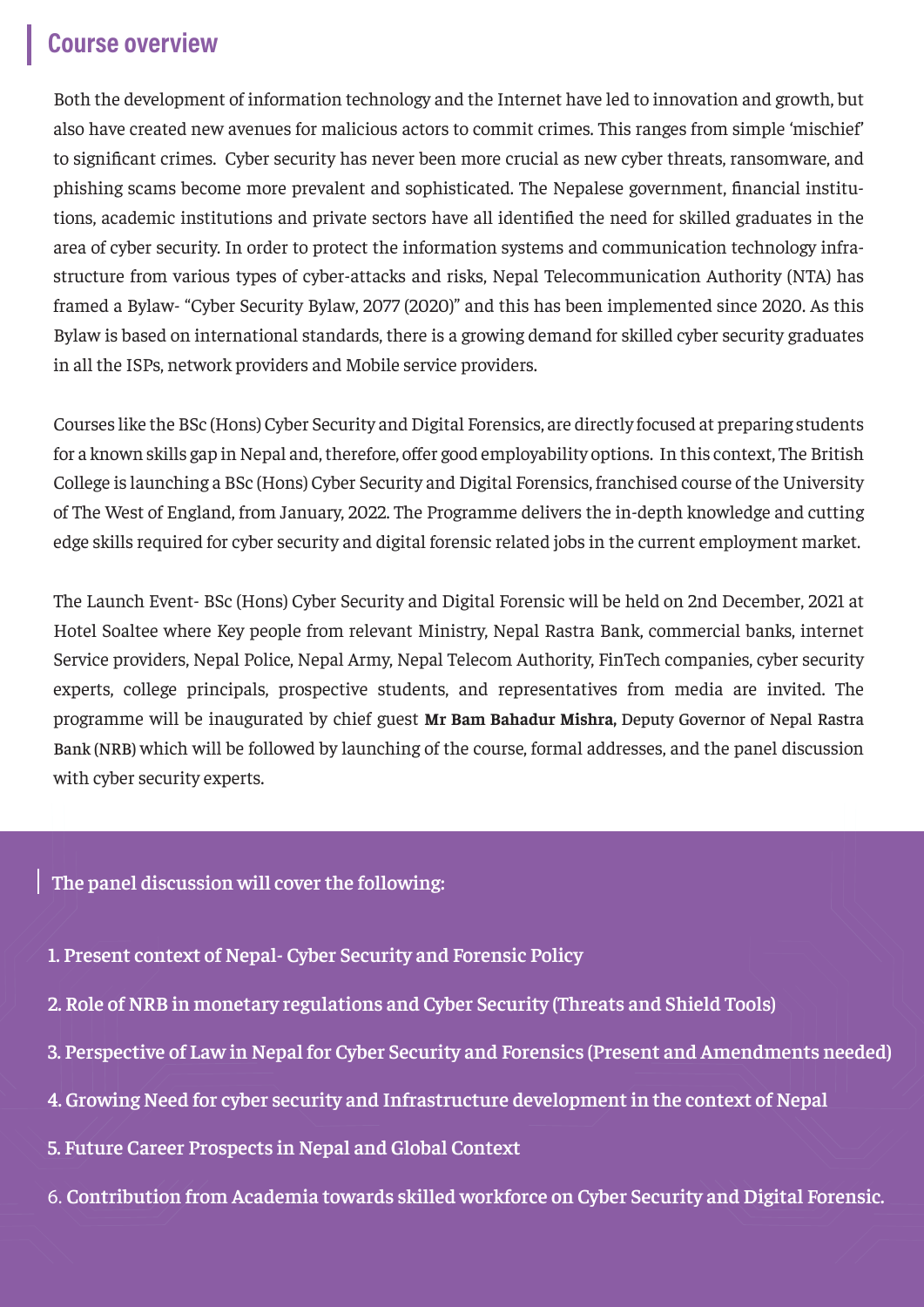## Course overview

Both the development of information technology and the Internet have led to innovation and growth, but also have created new avenues for malicious actors to commit crimes. This ranges from simple 'mischief' to significant crimes. Cyber security has never been more crucial as new cyber threats, ransomware, and phishing scams become more prevalent and sophisticated. The Nepalese government, financial institutions, academic institutions and private sectors have all identified the need for skilled graduates in the area of cyber security. In order to protect the information systems and communication technology infrastructure from various types of cyber-attacks and risks, Nepal Telecommunication Authority (NTA) has framed a Bylaw- "Cyber Security Bylaw, 2077 (2020)" and this has been implemented since 2020. As this Bylaw is based on international standards, there is a growing demand for skilled cyber security graduates in all the ISPs, network providers and Mobile service providers.

Courses like the BSc (Hons) Cyber Security and Digital Forensics, are directly focused at preparing students for a known skills gap in Nepal and, therefore, offer good employability options. In this context, The British College is launching a BSc (Hons) Cyber Security and Digital Forensics, franchised course of the University of The West of England, from January, 2022. The Programme delivers the in-depth knowledge and cutting edge skills required for cyber security and digital forensic related jobs in the current employment market.

The Launch Event- BSc (Hons) Cyber Security and Digital Forensic will be held on 2nd December, 2021 at Hotel Soaltee where Key people from relevant Ministry, Nepal Rastra Bank, commercial banks, internet Service providers, Nepal Police, Nepal Army, Nepal Telecom Authority, FinTech companies, cyber security experts, college principals, prospective students, and representatives from media are invited. The programme will be inaugurated by chief guest **Mr Bam Bahadur Mishra,** Deputy Governor of Nepal Rastra Bank (NRB) which will be followed by launching of the course, formal addresses, and the panel discussion with cyber security experts.

### The panel discussion will cover the following:

1. Present context of Nepal- Cyber Security and Forensic Policy
2. Role of NRB in monetary regulations and Cyber Security (Threats and Shield Tools)
3. Perspective of Law in Nepal for Cyber Security and Forensics (Present and Amendments needed)
4. Growing Need for cyber security and Infrastructure development in the context of Nepal
5. Future Career Prospects in Nepal and Global Context
6. Contribution from Academia towards skilled workforce on Cyber Security and Digital Forensic.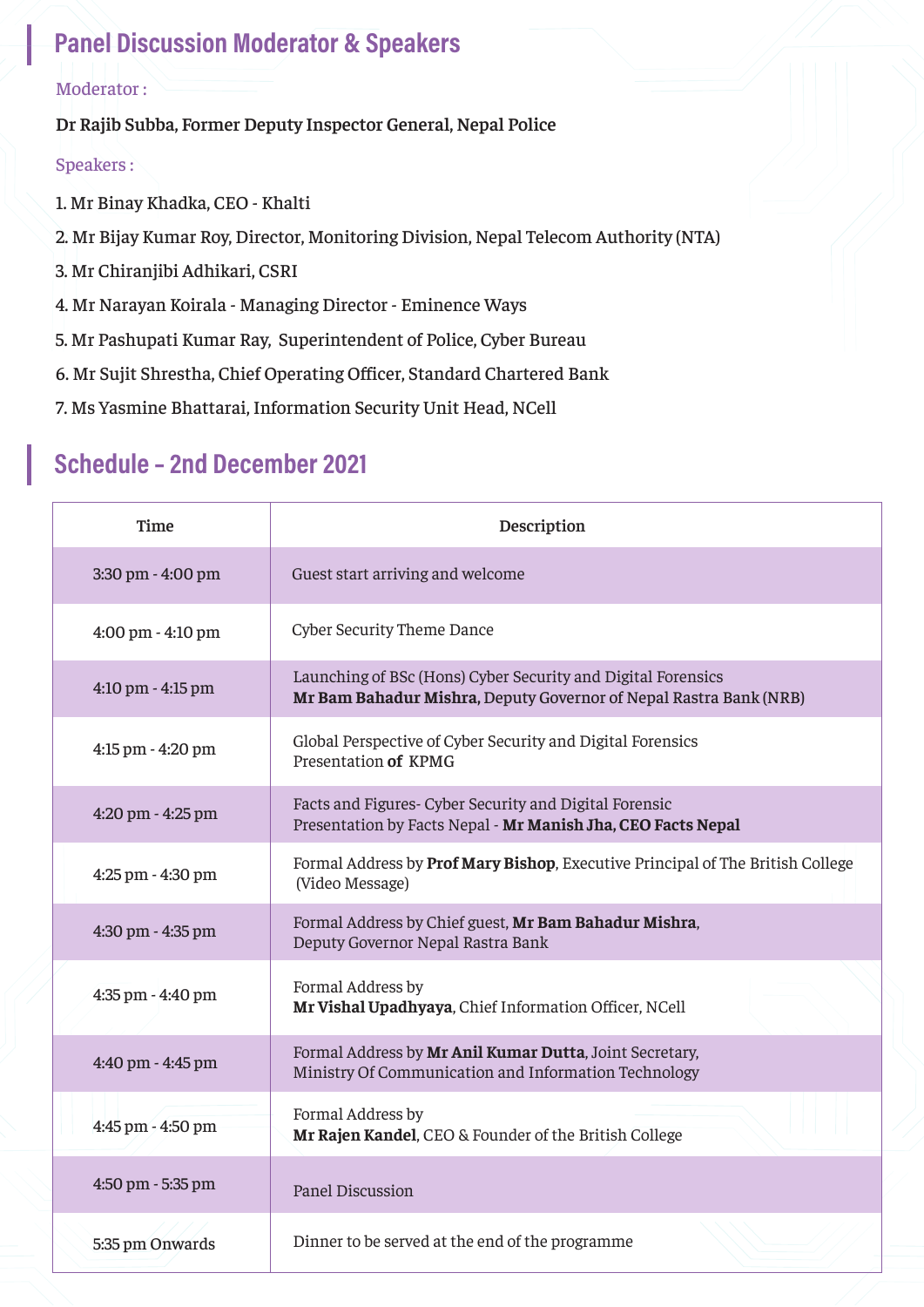## Panel Discussion Moderator & Speakers

Moderator :

**Dr Rajib Subba, Former Deputy Inspector General, Nepal Police**

Speakers :

1. Mr Binay Khadka, CEO - Khalti
2. Mr Bijay Kumar Roy, Director, Monitoring Division, Nepal Telecom Authority (NTA)
3. Mr Chiranjibi Adhikari, CSRI
4. Mr Narayan Koirala - Managing Director - Eminence Ways
5. Mr Pashupati Kumar Ray, Superintendent of Police, Cyber Bureau
6. Mr Sujit Shrestha, Chief Operating Officer, Standard Chartered Bank
7. Ms Yasmine Bhattarai, Information Security Unit Head, NCell

## Schedule – 2nd December 2021

| Time | Description |
|---|---|
| 3:30 pm - 4:00 pm | Guest start arriving and welcome |
| 4:00 pm - 4:10 pm | Cyber Security Theme Dance |
| 4:10 pm - 4:15 pm | Launching of BSc (Hons) Cyber Security and Digital Forensics<br>**Mr Bam Bahadur Mishra,** Deputy Governor of Nepal Rastra Bank (NRB) |
| 4:15 pm - 4:20 pm | Global Perspective of Cyber Security and Digital Forensics<br>Presentation **of** KPMG |
| 4:20 pm - 4:25 pm | Facts and Figures- Cyber Security and Digital Forensic<br>Presentation by Facts Nepal - **Mr Manish Jha, CEO Facts Nepal** |
| 4:25 pm - 4:30 pm | Formal Address by **Prof Mary Bishop**, Executive Principal of The British College (Video Message) |
| 4:30 pm - 4:35 pm | Formal Address by Chief guest, **Mr Bam Bahadur Mishra**,<br>Deputy Governor Nepal Rastra Bank |
| 4:35 pm - 4:40 pm | Formal Address by<br>**Mr Vishal Upadhyaya**, Chief Information Officer, NCell |
| 4:40 pm - 4:45 pm | Formal Address by **Mr Anil Kumar Dutta**, Joint Secretary,<br>Ministry Of Communication and Information Technology |
| 4:45 pm - 4:50 pm | Formal Address by<br>**Mr Rajen Kandel**, CEO & Founder of the British College |
| 4:50 pm - 5:35 pm | Panel Discussion |
| 5:35 pm Onwards | Dinner to be served at the end of the programme |